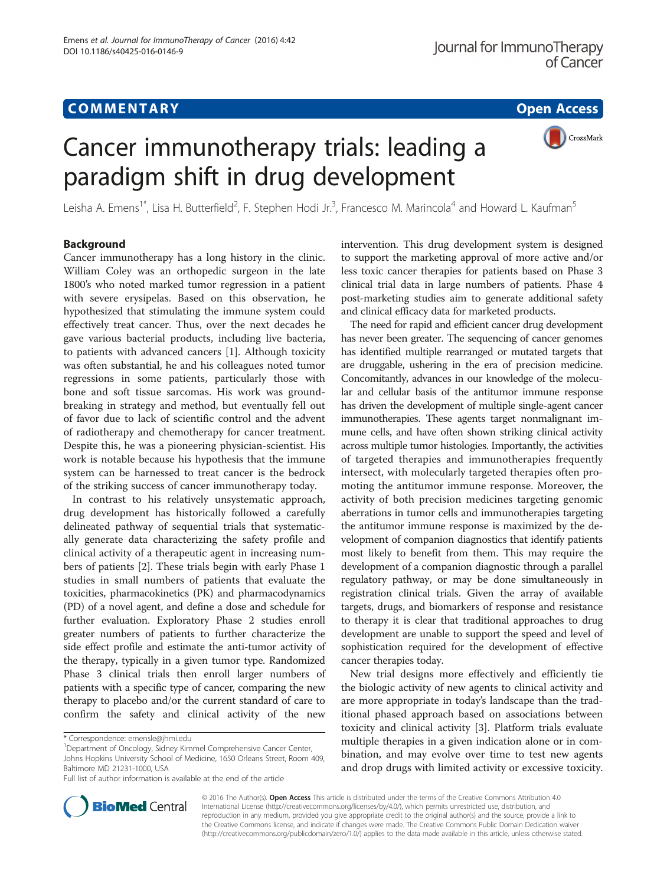COMMENTARY

Open Access

# Cancer immunotherapy trials: leading a paradigm shift in drug development

Leisha A. Emens[1*], Lisa H. Butterfield[2], F. Stephen Hodi Jr.[3], Francesco M. Marincola[4] and Howard L. Kaufman[5]

## Background

Cancer immunotherapy has a long history in the clinic. William Coley was an orthopedic surgeon in the late 1800's who noted marked tumor regression in a patient with severe erysipelas. Based on this observation, he hypothesized that stimulating the immune system could effectively treat cancer. Thus, over the next decades he gave various bacterial products, including live bacteria, to patients with advanced cancers [1]. Although toxicity was often substantial, he and his colleagues noted tumor regressions in some patients, particularly those with bone and soft tissue sarcomas. His work was groundbreaking in strategy and method, but eventually fell out of favor due to lack of scientific control and the advent of radiotherapy and chemotherapy for cancer treatment. Despite this, he was a pioneering physician-scientist. His work is notable because his hypothesis that the immune system can be harnessed to treat cancer is the bedrock of the striking success of cancer immunotherapy today.

In contrast to his relatively unsystematic approach, drug development has historically followed a carefully delineated pathway of sequential trials that systematically generate data characterizing the safety profile and clinical activity of a therapeutic agent in increasing numbers of patients [2]. These trials begin with early Phase 1 studies in small numbers of patients that evaluate the toxicities, pharmacokinetics (PK) and pharmacodynamics (PD) of a novel agent, and define a dose and schedule for further evaluation. Exploratory Phase 2 studies enroll greater numbers of patients to further characterize the side effect profile and estimate the anti-tumor activity of the therapy, typically in a given tumor type. Randomized Phase 3 clinical trials then enroll larger numbers of patients with a specific type of cancer, comparing the new therapy to placebo and/or the current standard of care to confirm the safety and clinical activity of the new intervention. This drug development system is designed to support the marketing approval of more active and/or less toxic cancer therapies for patients based on Phase 3 clinical trial data in large numbers of patients. Phase 4 post-marketing studies aim to generate additional safety and clinical efficacy data for marketed products.

The need for rapid and efficient cancer drug development has never been greater. The sequencing of cancer genomes has identified multiple rearranged or mutated targets that are druggable, ushering in the era of precision medicine. Concomitantly, advances in our knowledge of the molecular and cellular basis of the antitumor immune response has driven the development of multiple single-agent cancer immunotherapies. These agents target nonmalignant immune cells, and have often shown striking clinical activity across multiple tumor histologies. Importantly, the activities of targeted therapies and immunotherapies frequently intersect, with molecularly targeted therapies often promoting the antitumor immune response. Moreover, the activity of both precision medicines targeting genomic aberrations in tumor cells and immunotherapies targeting the antitumor immune response is maximized by the development of companion diagnostics that identify patients most likely to benefit from them. This may require the development of a companion diagnostic through a parallel regulatory pathway, or may be done simultaneously in registration clinical trials. Given the array of available targets, drugs, and biomarkers of response and resistance to therapy it is clear that traditional approaches to drug development are unable to support the speed and level of sophistication required for the development of effective cancer therapies today.

New trial designs more effectively and efficiently tie the biologic activity of new agents to clinical activity and are more appropriate in today's landscape than the traditional phased approach based on associations between toxicity and clinical activity [3]. Platform trials evaluate multiple therapies in a given indication alone or in combination, and may evolve over time to test new agents and drop drugs with limited activity or excessive toxicity.

\* Correspondence: emensle@jhmi.edu

[1]Department of Oncology, Sidney Kimmel Comprehensive Cancer Center, Johns Hopkins University School of Medicine, 1650 Orleans Street, Room 409, Baltimore MD 21231-1000, USA

Full list of author information is available at the end of the article

© 2016 The Author(s). **Open Access** This article is distributed under the terms of the Creative Commons Attribution 4.0 International License (http://creativecommons.org/licenses/by/4.0/), which permits unrestricted use, distribution, and reproduction in any medium, provided you give appropriate credit to the original author(s) and the source, provide a link to the Creative Commons license, and indicate if changes were made. The Creative Commons Public Domain Dedication waiver (http://creativecommons.org/publicdomain/zero/1.0/) applies to the data made available in this article, unless otherwise stated.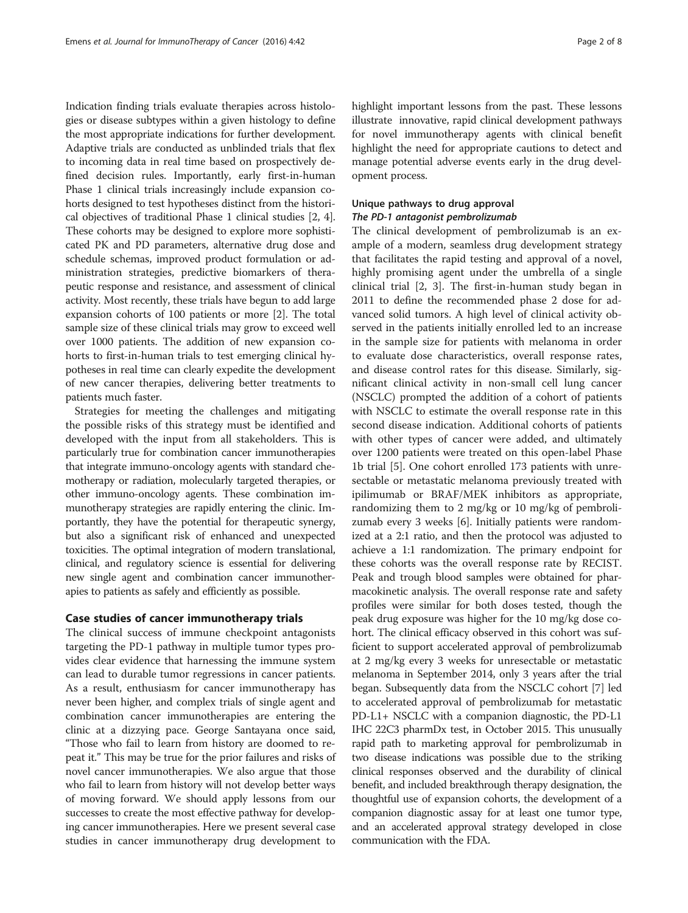Indication finding trials evaluate therapies across histologies or disease subtypes within a given histology to define the most appropriate indications for further development. Adaptive trials are conducted as unblinded trials that flex to incoming data in real time based on prospectively defined decision rules. Importantly, early first-in-human Phase 1 clinical trials increasingly include expansion cohorts designed to test hypotheses distinct from the historical objectives of traditional Phase 1 clinical studies [2, 4]. These cohorts may be designed to explore more sophisticated PK and PD parameters, alternative drug dose and schedule schemas, improved product formulation or administration strategies, predictive biomarkers of therapeutic response and resistance, and assessment of clinical activity. Most recently, these trials have begun to add large expansion cohorts of 100 patients or more [2]. The total sample size of these clinical trials may grow to exceed well over 1000 patients. The addition of new expansion cohorts to first-in-human trials to test emerging clinical hypotheses in real time can clearly expedite the development of new cancer therapies, delivering better treatments to patients much faster.

Strategies for meeting the challenges and mitigating the possible risks of this strategy must be identified and developed with the input from all stakeholders. This is particularly true for combination cancer immunotherapies that integrate immuno-oncology agents with standard chemotherapy or radiation, molecularly targeted therapies, or other immuno-oncology agents. These combination immunotherapy strategies are rapidly entering the clinic. Importantly, they have the potential for therapeutic synergy, but also a significant risk of enhanced and unexpected toxicities. The optimal integration of modern translational, clinical, and regulatory science is essential for delivering new single agent and combination cancer immunotherapies to patients as safely and efficiently as possible.

## Case studies of cancer immunotherapy trials

The clinical success of immune checkpoint antagonists targeting the PD-1 pathway in multiple tumor types provides clear evidence that harnessing the immune system can lead to durable tumor regressions in cancer patients. As a result, enthusiasm for cancer immunotherapy has never been higher, and complex trials of single agent and combination cancer immunotherapies are entering the clinic at a dizzying pace. George Santayana once said, "Those who fail to learn from history are doomed to repeat it." This may be true for the prior failures and risks of novel cancer immunotherapies. We also argue that those who fail to learn from history will not develop better ways of moving forward. We should apply lessons from our successes to create the most effective pathway for developing cancer immunotherapies. Here we present several case studies in cancer immunotherapy drug development to highlight important lessons from the past. These lessons illustrate innovative, rapid clinical development pathways for novel immunotherapy agents with clinical benefit highlight the need for appropriate cautions to detect and manage potential adverse events early in the drug development process.

### Unique pathways to drug approval

#### *The PD-1 antagonist pembrolizumab*

The clinical development of pembrolizumab is an example of a modern, seamless drug development strategy that facilitates the rapid testing and approval of a novel, highly promising agent under the umbrella of a single clinical trial [2, 3]. The first-in-human study began in 2011 to define the recommended phase 2 dose for advanced solid tumors. A high level of clinical activity observed in the patients initially enrolled led to an increase in the sample size for patients with melanoma in order to evaluate dose characteristics, overall response rates, and disease control rates for this disease. Similarly, significant clinical activity in non-small cell lung cancer (NSCLC) prompted the addition of a cohort of patients with NSCLC to estimate the overall response rate in this second disease indication. Additional cohorts of patients with other types of cancer were added, and ultimately over 1200 patients were treated on this open-label Phase 1b trial [5]. One cohort enrolled 173 patients with unresectable or metastatic melanoma previously treated with ipilimumab or BRAF/MEK inhibitors as appropriate, randomizing them to 2 mg/kg or 10 mg/kg of pembrolizumab every 3 weeks [6]. Initially patients were randomized at a 2:1 ratio, and then the protocol was adjusted to achieve a 1:1 randomization. The primary endpoint for these cohorts was the overall response rate by RECIST. Peak and trough blood samples were obtained for pharmacokinetic analysis. The overall response rate and safety profiles were similar for both doses tested, though the peak drug exposure was higher for the 10 mg/kg dose cohort. The clinical efficacy observed in this cohort was sufficient to support accelerated approval of pembrolizumab at 2 mg/kg every 3 weeks for unresectable or metastatic melanoma in September 2014, only 3 years after the trial began. Subsequently data from the NSCLC cohort [7] led to accelerated approval of pembrolizumab for metastatic PD-L1+ NSCLC with a companion diagnostic, the PD-L1 IHC 22C3 pharmDx test, in October 2015. This unusually rapid path to marketing approval for pembrolizumab in two disease indications was possible due to the striking clinical responses observed and the durability of clinical benefit, and included breakthrough therapy designation, the thoughtful use of expansion cohorts, the development of a companion diagnostic assay for at least one tumor type, and an accelerated approval strategy developed in close communication with the FDA.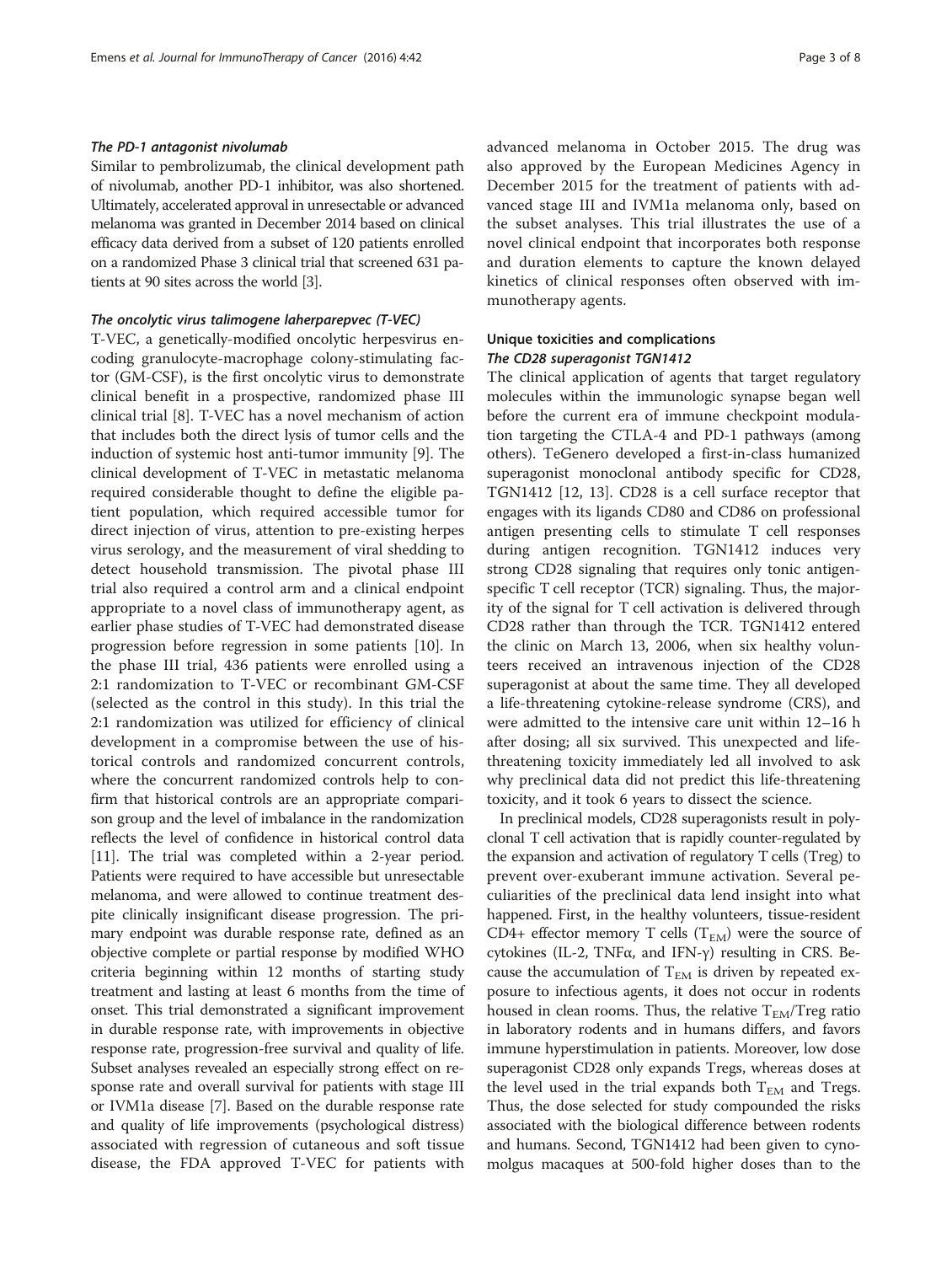#### *The PD-1 antagonist nivolumab*

Similar to pembrolizumab, the clinical development path of nivolumab, another PD-1 inhibitor, was also shortened. Ultimately, accelerated approval in unresectable or advanced melanoma was granted in December 2014 based on clinical efficacy data derived from a subset of 120 patients enrolled on a randomized Phase 3 clinical trial that screened 631 patients at 90 sites across the world [3].

#### *The oncolytic virus talimogene laherparepvec (T-VEC)*

T-VEC, a genetically-modified oncolytic herpesvirus encoding granulocyte-macrophage colony-stimulating factor (GM-CSF), is the first oncolytic virus to demonstrate clinical benefit in a prospective, randomized phase III clinical trial [8]. T-VEC has a novel mechanism of action that includes both the direct lysis of tumor cells and the induction of systemic host anti-tumor immunity [9]. The clinical development of T-VEC in metastatic melanoma required considerable thought to define the eligible patient population, which required accessible tumor for direct injection of virus, attention to pre-existing herpes virus serology, and the measurement of viral shedding to detect household transmission. The pivotal phase III trial also required a control arm and a clinical endpoint appropriate to a novel class of immunotherapy agent, as earlier phase studies of T-VEC had demonstrated disease progression before regression in some patients [10]. In the phase III trial, 436 patients were enrolled using a 2:1 randomization to T-VEC or recombinant GM-CSF (selected as the control in this study). In this trial the 2:1 randomization was utilized for efficiency of clinical development in a compromise between the use of historical controls and randomized concurrent controls, where the concurrent randomized controls help to confirm that historical controls are an appropriate comparison group and the level of imbalance in the randomization reflects the level of confidence in historical control data [11]. The trial was completed within a 2-year period. Patients were required to have accessible but unresectable melanoma, and were allowed to continue treatment despite clinically insignificant disease progression. The primary endpoint was durable response rate, defined as an objective complete or partial response by modified WHO criteria beginning within 12 months of starting study treatment and lasting at least 6 months from the time of onset. This trial demonstrated a significant improvement in durable response rate, with improvements in objective response rate, progression-free survival and quality of life. Subset analyses revealed an especially strong effect on response rate and overall survival for patients with stage III or IVM1a disease [7]. Based on the durable response rate and quality of life improvements (psychological distress) associated with regression of cutaneous and soft tissue disease, the FDA approved T-VEC for patients with advanced melanoma in October 2015. The drug was also approved by the European Medicines Agency in December 2015 for the treatment of patients with advanced stage III and IVM1a melanoma only, based on the subset analyses. This trial illustrates the use of a novel clinical endpoint that incorporates both response and duration elements to capture the known delayed kinetics of clinical responses often observed with immunotherapy agents.

### Unique toxicities and complications

#### *The CD28 superagonist TGN1412*

The clinical application of agents that target regulatory molecules within the immunologic synapse began well before the current era of immune checkpoint modulation targeting the CTLA-4 and PD-1 pathways (among others). TeGenero developed a first-in-class humanized superagonist monoclonal antibody specific for CD28, TGN1412 [12, 13]. CD28 is a cell surface receptor that engages with its ligands CD80 and CD86 on professional antigen presenting cells to stimulate T cell responses during antigen recognition. TGN1412 induces very strong CD28 signaling that requires only tonic antigen-specific T cell receptor (TCR) signaling. Thus, the majority of the signal for T cell activation is delivered through CD28 rather than through the TCR. TGN1412 entered the clinic on March 13, 2006, when six healthy volunteers received an intravenous injection of the CD28 superagonist at about the same time. They all developed a life-threatening cytokine-release syndrome (CRS), and were admitted to the intensive care unit within 12–16 h after dosing; all six survived. This unexpected and life-threatening toxicity immediately led all involved to ask why preclinical data did not predict this life-threatening toxicity, and it took 6 years to dissect the science.

In preclinical models, CD28 superagonists result in polyclonal T cell activation that is rapidly counter-regulated by the expansion and activation of regulatory T cells (Treg) to prevent over-exuberant immune activation. Several peculiarities of the preclinical data lend insight into what happened. First, in the healthy volunteers, tissue-resident CD4+ effector memory T cells ($T_{EM}$) were the source of cytokines (IL-2, TNFα, and IFN-γ) resulting in CRS. Because the accumulation of $T_{EM}$ is driven by repeated exposure to infectious agents, it does not occur in rodents housed in clean rooms. Thus, the relative $T_{EM}$/Treg ratio in laboratory rodents and in humans differs, and favors immune hyperstimulation in patients. Moreover, low dose superagonist CD28 only expands Tregs, whereas doses at the level used in the trial expands both $T_{EM}$ and Tregs. Thus, the dose selected for study compounded the risks associated with the biological difference between rodents and humans. Second, TGN1412 had been given to cynomolgus macaques at 500-fold higher doses than to the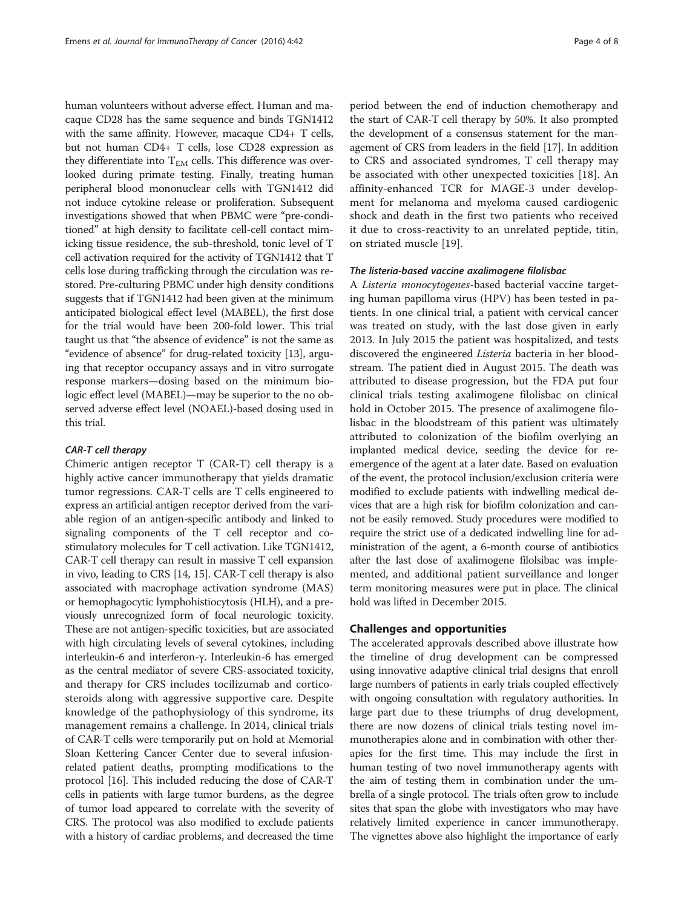human volunteers without adverse effect. Human and macaque CD28 has the same sequence and binds TGN1412 with the same affinity. However, macaque CD4+ T cells, but not human CD4+ T cells, lose CD28 expression as they differentiate into $T_{EM}$ cells. This difference was overlooked during primate testing. Finally, treating human peripheral blood mononuclear cells with TGN1412 did not induce cytokine release or proliferation. Subsequent investigations showed that when PBMC were "pre-conditioned" at high density to facilitate cell-cell contact mimicking tissue residence, the sub-threshold, tonic level of T cell activation required for the activity of TGN1412 that T cells lose during trafficking through the circulation was restored. Pre-culturing PBMC under high density conditions suggests that if TGN1412 had been given at the minimum anticipated biological effect level (MABEL), the first dose for the trial would have been 200-fold lower. This trial taught us that "the absence of evidence" is not the same as "evidence of absence" for drug-related toxicity [13], arguing that receptor occupancy assays and in vitro surrogate response markers—dosing based on the minimum biologic effect level (MABEL)—may be superior to the no observed adverse effect level (NOAEL)-based dosing used in this trial.

#### *CAR-T cell therapy*

Chimeric antigen receptor T (CAR-T) cell therapy is a highly active cancer immunotherapy that yields dramatic tumor regressions. CAR-T cells are T cells engineered to express an artificial antigen receptor derived from the variable region of an antigen-specific antibody and linked to signaling components of the T cell receptor and co-stimulatory molecules for T cell activation. Like TGN1412, CAR-T cell therapy can result in massive T cell expansion in vivo, leading to CRS [14, 15]. CAR-T cell therapy is also associated with macrophage activation syndrome (MAS) or hemophagocytic lymphohistiocytosis (HLH), and a previously unrecognized form of focal neurologic toxicity. These are not antigen-specific toxicities, but are associated with high circulating levels of several cytokines, including interleukin-6 and interferon-γ. Interleukin-6 has emerged as the central mediator of severe CRS-associated toxicity, and therapy for CRS includes tocilizumab and corticosteroids along with aggressive supportive care. Despite knowledge of the pathophysiology of this syndrome, its management remains a challenge. In 2014, clinical trials of CAR-T cells were temporarily put on hold at Memorial Sloan Kettering Cancer Center due to several infusion-related patient deaths, prompting modifications to the protocol [16]. This included reducing the dose of CAR-T cells in patients with large tumor burdens, as the degree of tumor load appeared to correlate with the severity of CRS. The protocol was also modified to exclude patients with a history of cardiac problems, and decreased the time period between the end of induction chemotherapy and the start of CAR-T cell therapy by 50%. It also prompted the development of a consensus statement for the management of CRS from leaders in the field [17]. In addition to CRS and associated syndromes, T cell therapy may be associated with other unexpected toxicities [18]. An affinity-enhanced TCR for MAGE-3 under development for melanoma and myeloma caused cardiogenic shock and death in the first two patients who received it due to cross-reactivity to an unrelated peptide, titin, on striated muscle [19].

#### *The listeria-based vaccine axalimogene filolisbac*

A *Listeria monocytogenes*-based bacterial vaccine targeting human papilloma virus (HPV) has been tested in patients. In one clinical trial, a patient with cervical cancer was treated on study, with the last dose given in early 2013. In July 2015 the patient was hospitalized, and tests discovered the engineered *Listeria* bacteria in her bloodstream. The patient died in August 2015. The death was attributed to disease progression, but the FDA put four clinical trials testing axalimogene filolisbac on clinical hold in October 2015. The presence of axalimogene filolisbac in the bloodstream of this patient was ultimately attributed to colonization of the biofilm overlying an implanted medical device, seeding the device for re-emergence of the agent at a later date. Based on evaluation of the event, the protocol inclusion/exclusion criteria were modified to exclude patients with indwelling medical devices that are a high risk for biofilm colonization and cannot be easily removed. Study procedures were modified to require the strict use of a dedicated indwelling line for administration of the agent, a 6-month course of antibiotics after the last dose of axalimogene filolsibac was implemented, and additional patient surveillance and longer term monitoring measures were put in place. The clinical hold was lifted in December 2015.

## Challenges and opportunities

The accelerated approvals described above illustrate how the timeline of drug development can be compressed using innovative adaptive clinical trial designs that enroll large numbers of patients in early trials coupled effectively with ongoing consultation with regulatory authorities. In large part due to these triumphs of drug development, there are now dozens of clinical trials testing novel immunotherapies alone and in combination with other therapies for the first time. This may include the first in human testing of two novel immunotherapy agents with the aim of testing them in combination under the umbrella of a single protocol. The trials often grow to include sites that span the globe with investigators who may have relatively limited experience in cancer immunotherapy. The vignettes above also highlight the importance of early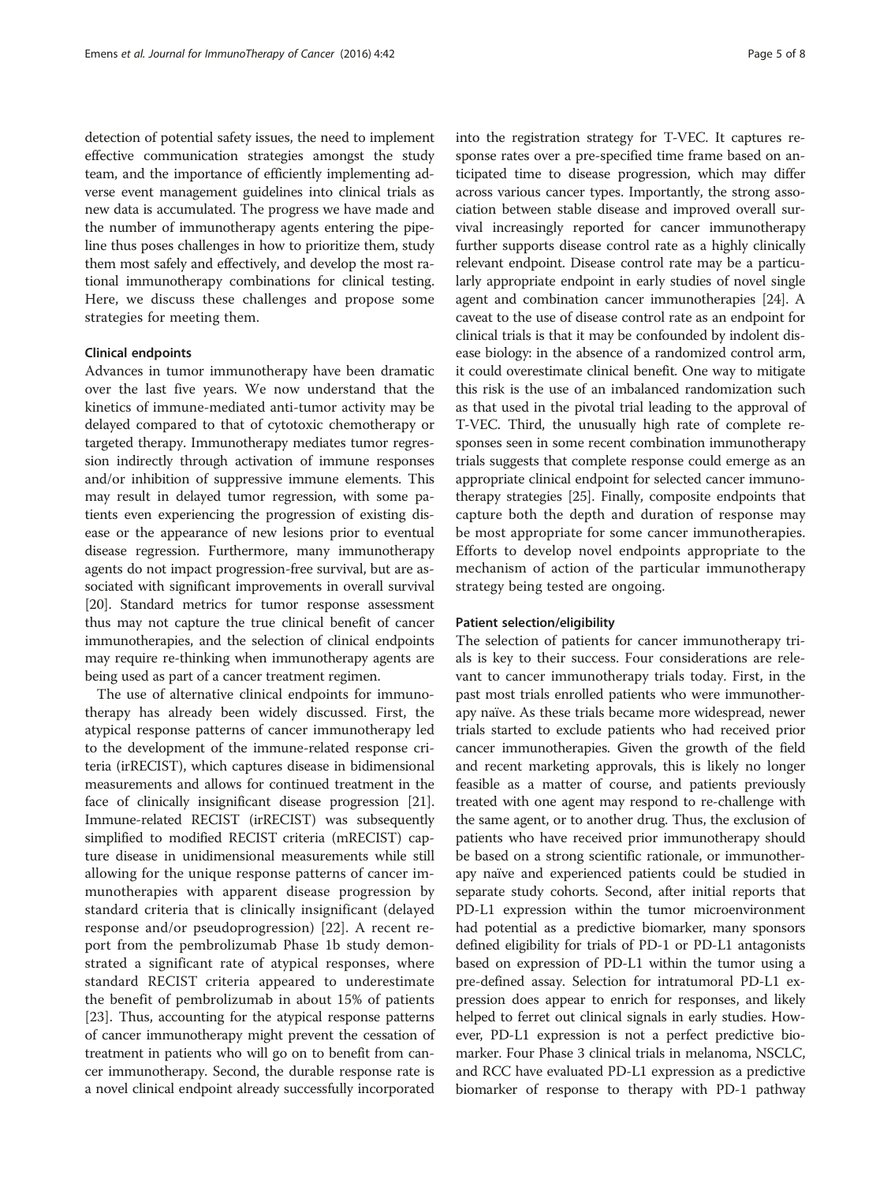detection of potential safety issues, the need to implement effective communication strategies amongst the study team, and the importance of efficiently implementing adverse event management guidelines into clinical trials as new data is accumulated. The progress we have made and the number of immunotherapy agents entering the pipeline thus poses challenges in how to prioritize them, study them most safely and effectively, and develop the most rational immunotherapy combinations for clinical testing. Here, we discuss these challenges and propose some strategies for meeting them.

### Clinical endpoints

Advances in tumor immunotherapy have been dramatic over the last five years. We now understand that the kinetics of immune-mediated anti-tumor activity may be delayed compared to that of cytotoxic chemotherapy or targeted therapy. Immunotherapy mediates tumor regression indirectly through activation of immune responses and/or inhibition of suppressive immune elements. This may result in delayed tumor regression, with some patients even experiencing the progression of existing disease or the appearance of new lesions prior to eventual disease regression. Furthermore, many immunotherapy agents do not impact progression-free survival, but are associated with significant improvements in overall survival [20]. Standard metrics for tumor response assessment thus may not capture the true clinical benefit of cancer immunotherapies, and the selection of clinical endpoints may require re-thinking when immunotherapy agents are being used as part of a cancer treatment regimen.

The use of alternative clinical endpoints for immunotherapy has already been widely discussed. First, the atypical response patterns of cancer immunotherapy led to the development of the immune-related response criteria (irRECIST), which captures disease in bidimensional measurements and allows for continued treatment in the face of clinically insignificant disease progression [21]. Immune-related RECIST (irRECIST) was subsequently simplified to modified RECIST criteria (mRECIST) capture disease in unidimensional measurements while still allowing for the unique response patterns of cancer immunotherapies with apparent disease progression by standard criteria that is clinically insignificant (delayed response and/or pseudoprogression) [22]. A recent report from the pembrolizumab Phase 1b study demonstrated a significant rate of atypical responses, where standard RECIST criteria appeared to underestimate the benefit of pembrolizumab in about 15% of patients [23]. Thus, accounting for the atypical response patterns of cancer immunotherapy might prevent the cessation of treatment in patients who will go on to benefit from cancer immunotherapy. Second, the durable response rate is a novel clinical endpoint already successfully incorporated into the registration strategy for T-VEC. It captures response rates over a pre-specified time frame based on anticipated time to disease progression, which may differ across various cancer types. Importantly, the strong association between stable disease and improved overall survival increasingly reported for cancer immunotherapy further supports disease control rate as a highly clinically relevant endpoint. Disease control rate may be a particularly appropriate endpoint in early studies of novel single agent and combination cancer immunotherapies [24]. A caveat to the use of disease control rate as an endpoint for clinical trials is that it may be confounded by indolent disease biology: in the absence of a randomized control arm, it could overestimate clinical benefit. One way to mitigate this risk is the use of an imbalanced randomization such as that used in the pivotal trial leading to the approval of T-VEC. Third, the unusually high rate of complete responses seen in some recent combination immunotherapy trials suggests that complete response could emerge as an appropriate clinical endpoint for selected cancer immunotherapy strategies [25]. Finally, composite endpoints that capture both the depth and duration of response may be most appropriate for some cancer immunotherapies. Efforts to develop novel endpoints appropriate to the mechanism of action of the particular immunotherapy strategy being tested are ongoing.

### Patient selection/eligibility

The selection of patients for cancer immunotherapy trials is key to their success. Four considerations are relevant to cancer immunotherapy trials today. First, in the past most trials enrolled patients who were immunotherapy naïve. As these trials became more widespread, newer trials started to exclude patients who had received prior cancer immunotherapies. Given the growth of the field and recent marketing approvals, this is likely no longer feasible as a matter of course, and patients previously treated with one agent may respond to re-challenge with the same agent, or to another drug. Thus, the exclusion of patients who have received prior immunotherapy should be based on a strong scientific rationale, or immunotherapy naïve and experienced patients could be studied in separate study cohorts. Second, after initial reports that PD-L1 expression within the tumor microenvironment had potential as a predictive biomarker, many sponsors defined eligibility for trials of PD-1 or PD-L1 antagonists based on expression of PD-L1 within the tumor using a pre-defined assay. Selection for intratumoral PD-L1 expression does appear to enrich for responses, and likely helped to ferret out clinical signals in early studies. However, PD-L1 expression is not a perfect predictive biomarker. Four Phase 3 clinical trials in melanoma, NSCLC, and RCC have evaluated PD-L1 expression as a predictive biomarker of response to therapy with PD-1 pathway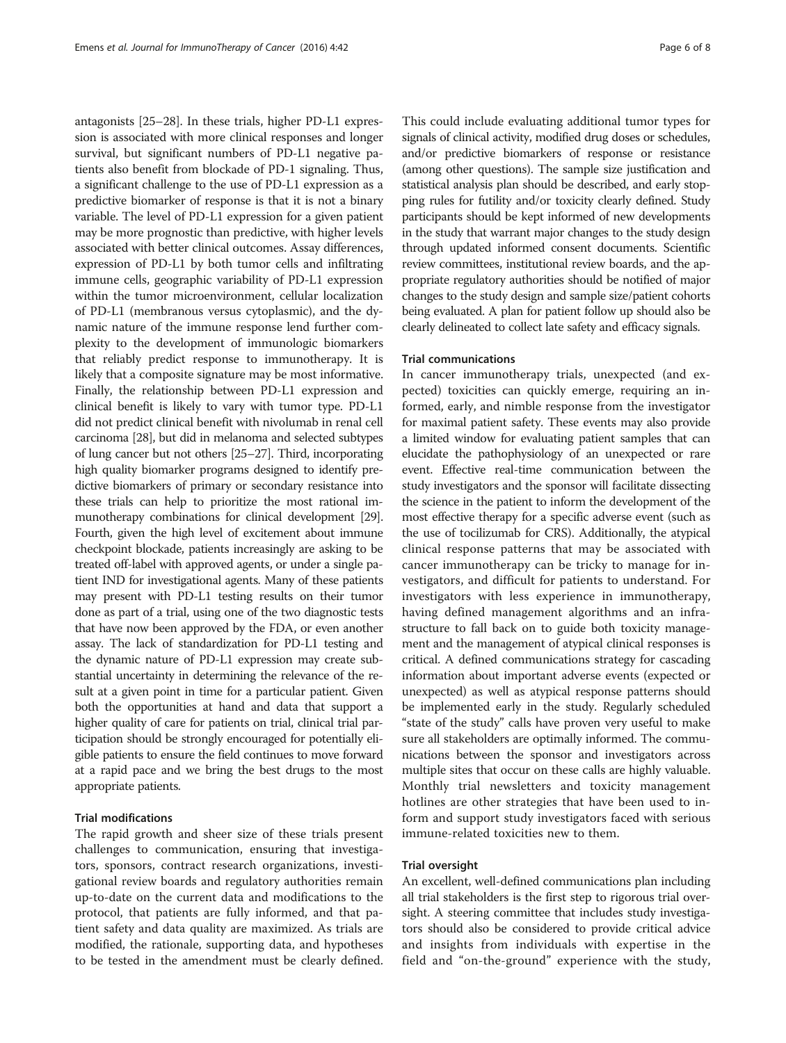antagonists [25–28]. In these trials, higher PD-L1 expression is associated with more clinical responses and longer survival, but significant numbers of PD-L1 negative patients also benefit from blockade of PD-1 signaling. Thus, a significant challenge to the use of PD-L1 expression as a predictive biomarker of response is that it is not a binary variable. The level of PD-L1 expression for a given patient may be more prognostic than predictive, with higher levels associated with better clinical outcomes. Assay differences, expression of PD-L1 by both tumor cells and infiltrating immune cells, geographic variability of PD-L1 expression within the tumor microenvironment, cellular localization of PD-L1 (membranous versus cytoplasmic), and the dynamic nature of the immune response lend further complexity to the development of immunologic biomarkers that reliably predict response to immunotherapy. It is likely that a composite signature may be most informative. Finally, the relationship between PD-L1 expression and clinical benefit is likely to vary with tumor type. PD-L1 did not predict clinical benefit with nivolumab in renal cell carcinoma [28], but did in melanoma and selected subtypes of lung cancer but not others [25–27]. Third, incorporating high quality biomarker programs designed to identify predictive biomarkers of primary or secondary resistance into these trials can help to prioritize the most rational immunotherapy combinations for clinical development [29]. Fourth, given the high level of excitement about immune checkpoint blockade, patients increasingly are asking to be treated off-label with approved agents, or under a single patient IND for investigational agents. Many of these patients may present with PD-L1 testing results on their tumor done as part of a trial, using one of the two diagnostic tests that have now been approved by the FDA, or even another assay. The lack of standardization for PD-L1 testing and the dynamic nature of PD-L1 expression may create substantial uncertainty in determining the relevance of the result at a given point in time for a particular patient. Given both the opportunities at hand and data that support a higher quality of care for patients on trial, clinical trial participation should be strongly encouraged for potentially eligible patients to ensure the field continues to move forward at a rapid pace and we bring the best drugs to the most appropriate patients.

### Trial modifications

The rapid growth and sheer size of these trials present challenges to communication, ensuring that investigators, sponsors, contract research organizations, investigational review boards and regulatory authorities remain up-to-date on the current data and modifications to the protocol, that patients are fully informed, and that patient safety and data quality are maximized. As trials are modified, the rationale, supporting data, and hypotheses to be tested in the amendment must be clearly defined. This could include evaluating additional tumor types for signals of clinical activity, modified drug doses or schedules, and/or predictive biomarkers of response or resistance (among other questions). The sample size justification and statistical analysis plan should be described, and early stopping rules for futility and/or toxicity clearly defined. Study participants should be kept informed of new developments in the study that warrant major changes to the study design through updated informed consent documents. Scientific review committees, institutional review boards, and the appropriate regulatory authorities should be notified of major changes to the study design and sample size/patient cohorts being evaluated. A plan for patient follow up should also be clearly delineated to collect late safety and efficacy signals.

### Trial communications

In cancer immunotherapy trials, unexpected (and expected) toxicities can quickly emerge, requiring an informed, early, and nimble response from the investigator for maximal patient safety. These events may also provide a limited window for evaluating patient samples that can elucidate the pathophysiology of an unexpected or rare event. Effective real-time communication between the study investigators and the sponsor will facilitate dissecting the science in the patient to inform the development of the most effective therapy for a specific adverse event (such as the use of tocilizumab for CRS). Additionally, the atypical clinical response patterns that may be associated with cancer immunotherapy can be tricky to manage for investigators, and difficult for patients to understand. For investigators with less experience in immunotherapy, having defined management algorithms and an infrastructure to fall back on to guide both toxicity management and the management of atypical clinical responses is critical. A defined communications strategy for cascading information about important adverse events (expected or unexpected) as well as atypical response patterns should be implemented early in the study. Regularly scheduled "state of the study" calls have proven very useful to make sure all stakeholders are optimally informed. The communications between the sponsor and investigators across multiple sites that occur on these calls are highly valuable. Monthly trial newsletters and toxicity management hotlines are other strategies that have been used to inform and support study investigators faced with serious immune-related toxicities new to them.

### Trial oversight

An excellent, well-defined communications plan including all trial stakeholders is the first step to rigorous trial oversight. A steering committee that includes study investigators should also be considered to provide critical advice and insights from individuals with expertise in the field and "on-the-ground" experience with the study,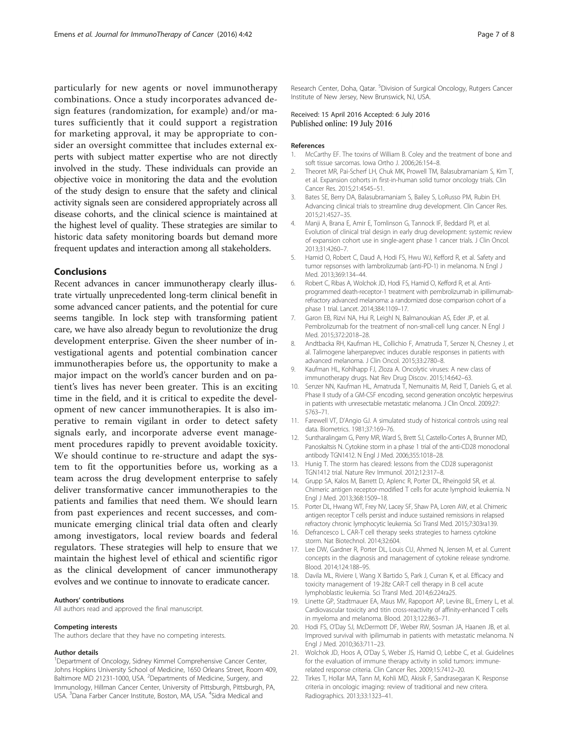particularly for new agents or novel immunotherapy combinations. Once a study incorporates advanced design features (randomization, for example) and/or matures sufficiently that it could support a registration for marketing approval, it may be appropriate to consider an oversight committee that includes external experts with subject matter expertise who are not directly involved in the study. These individuals can provide an objective voice in monitoring the data and the evolution of the study design to ensure that the safety and clinical activity signals seen are considered appropriately across all disease cohorts, and the clinical science is maintained at the highest level of quality. These strategies are similar to historic data safety monitoring boards but demand more frequent updates and interaction among all stakeholders.

## Conclusions

Recent advances in cancer immunotherapy clearly illustrate virtually unprecedented long-term clinical benefit in some advanced cancer patients, and the potential for cure seems tangible. In lock step with transforming patient care, we have also already begun to revolutionize the drug development enterprise. Given the sheer number of investigational agents and potential combination cancer immunotherapies before us, the opportunity to make a major impact on the world's cancer burden and on patient's lives has never been greater. This is an exciting time in the field, and it is critical to expedite the development of new cancer immunotherapies. It is also imperative to remain vigilant in order to detect safety signals early, and incorporate adverse event management procedures rapidly to prevent avoidable toxicity. We should continue to re-structure and adapt the system to fit the opportunities before us, working as a team across the drug development enterprise to safely deliver transformative cancer immunotherapies to the patients and families that need them. We should learn from past experiences and recent successes, and communicate emerging clinical trial data often and clearly among investigators, local review boards and federal regulators. These strategies will help to ensure that we maintain the highest level of ethical and scientific rigor as the clinical development of cancer immunotherapy evolves and we continue to innovate to eradicate cancer.

#### Authors' contributions

All authors read and approved the final manuscript.

#### Competing interests

The authors declare that they have no competing interests.

#### Author details

[1]Department of Oncology, Sidney Kimmel Comprehensive Cancer Center, Johns Hopkins University School of Medicine, 1650 Orleans Street, Room 409, Baltimore MD 21231-1000, USA. [2]Departments of Medicine, Surgery, and Immunology, Hillman Cancer Center, University of Pittsburgh, Pittsburgh, PA, USA. [3]Dana Farber Cancer Institute, Boston, MA, USA. [4]Sidra Medical and Research Center, Doha, Qatar. [5]Division of Surgical Oncology, Rutgers Cancer Institute of New Jersey, New Brunswick, NJ, USA.

Received: 15 April 2016 Accepted: 6 July 2016
Published online: 19 July 2016

#### References

1. McCarthy EF. The toxins of William B. Coley and the treatment of bone and soft tissue sarcomas. Iowa Ortho J. 2006;26:154–8.
2. Theoret MR, Pai-Scherf LH, Chuk MK, Prowell TM, Balasubramaniam S, Kim T, et al. Expansion cohorts in first-in-human solid tumor oncology trials. Clin Cancer Res. 2015;21:4545–51.
3. Bates SE, Berry DA, Balasubramaniam S, Bailey S, LoRusso PM, Rubin EH. Advancing clinical trials to streamline drug development. Clin Cancer Res. 2015;21:4527–35.
4. Manji A, Brana E, Amir E, Tomlinson G, Tannock IF, Beddard PI, et al. Evolution of clinical trial design in early drug development: systemic review of expansion cohort use in single-agent phase 1 cancer trials. J Clin Oncol. 2013;31:4260–7.
5. Hamid O, Robert C, Daud A, Hodi FS, Hwu WJ, Kefford R, et al. Safety and tumor repsonses with lambrolizumab (anti-PD-1) in melanoma. N Engl J Med. 2013;369:134–44.
6. Robert C, Ribas A, Wolchok JD, Hodi FS, Hamid O, Kefford R, et al. Anti-programmed death-receptor-1 treatment with pembrolizumab in ipillimumab-refractory advanced melanoma: a randomized dose comparison cohort of a phase 1 trial. Lancet. 2014;384:1109–17.
7. Garon EB, Rizvi NA, Hui R, Leighl N, Balmanoukian AS, Eder JP, et al. Pembrolizumab for the treatment of non-small-cell lung cancer. N Engl J Med. 2015;372:2018–28.
8. Andtbacka RH, Kaufman HL, Collichio F, Amatruda T, Senzer N, Chesney J, et al. Talimogene laherparepvec induces durable responses in patients with advanced melanoma. J Clin Oncol. 2015;33:2780–8.
9. Kaufman HL, Kohlhapp FJ, Zloza A. Oncolytic viruses: A new class of immunotherapy drugs. Nat Rev Drug Discov. 2015;14:642–63.
10. Senzer NN, Kaufman HL, Amatruda T, Nemunaitis M, Reid T, Daniels G, et al. Phase II study of a GM-CSF encoding, second generation oncolytic herpesvirus in patients with unresectable metastatic melanoma. J Clin Oncol. 2009;27:5763–71.
11. Farewell VT, D'Angio GJ. A simulated study of historical controls using real data. Biometrics. 1981;37:169–76.
12. Suntharalingam G, Perry MR, Ward S, Brett SJ, Castello-Cortes A, Brunner MD, Panoskaltsis N. Cytokine storm in a phase 1 trial of the anti-CD28 monoclonal antibody TGN1412. N Engl J Med. 2006;355:1018–28.
13. Hunig T. The storm has cleared: lessons from the CD28 superagonist TGN1412 trial. Nature Rev Immunol. 2012;12:317–8.
14. Grupp SA, Kalos M, Barrett D, Aplenc R, Porter DL, Rheingold SR, et al. Chimeric antigen receptor-modified T cells for acute lymphoid leukemia. N Engl J Med. 2013;368:1509–18.
15. Porter DL, Hwang WT, Frey NV, Lacey SF, Shaw PA, Loren AW, et al. Chimeric antigen receptor T cells persist and induce sustained remissions in relapsed refractory chronic lymphocytic leukemia. Sci Transl Med. 2015;7:303ra139.
16. Defrancesco L. CAR-T cell therapy seeks strategies to harness cytokine storm. Nat Biotechnol. 2014;32:604.
17. Lee DW, Gardner R, Porter DL, Louis CU, Ahmed N, Jensen M, et al. Current concepts in the diagnosis and management of cytokine release syndrome. Blood. 2014;124:188–95.
18. Davila ML, Riviere I, Wang X Bartido S, Park J, Curran K, et al. Efficacy and toxicity management of 19-28z CAR-T cell therapy in B cell acute lymphoblastic leukemia. Sci Transl Med. 2014;6:224ra25.
19. Linette GP, Stadtmauer EA, Maus MV, Rapoport AP, Levine BL, Emery L, et al. Cardiovascular toxicity and titin cross-reactivity of affinity-enhanced T cells in myeloma and melanoma. Blood. 2013;122:863–71.
20. Hodi FS, O'Day SJ, McDermott DF, Weber RW, Sosman JA, Haanen JB, et al. Improved survival with ipilimumab in patients with metastatic melanoma. N Engl J Med. 2010;363:711–23.
21. Wolchok JD, Hoos A, O'Day S, Weber JS, Hamid O, Lebbe C, et al. Guidelines for the evaluation of immune therapy activity in solid tumors: immune-related response criteria. Clin Cancer Res. 2009;15:7412–20.
22. Tirkes T, Hollar MA, Tann M, Kohli MD, Akisik F, Sandrasegaran K. Response criteria in oncologic imaging: review of traditional and new critera. Radiographics. 2013;33:1323–41.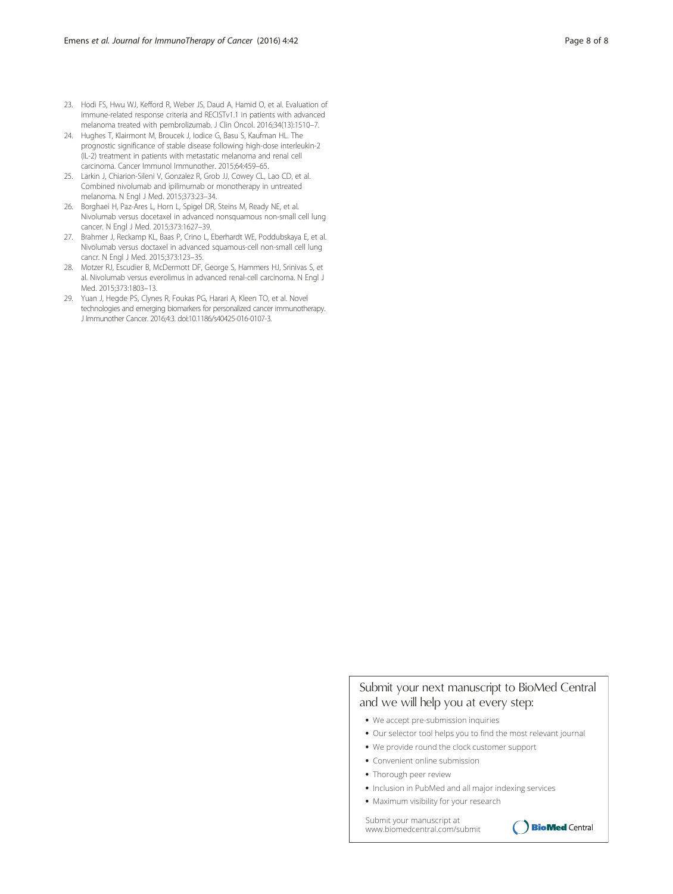23. Hodi FS, Hwu WJ, Kefford R, Weber JS, Daud A, Hamid O, et al. Evaluation of immune-related response criteria and RECISTv1.1 in patients with advanced melanoma treated with pembrolizumab. J Clin Oncol. 2016;34(13):1510–7.
24. Hughes T, Klairmont M, Broucek J, Iodice G, Basu S, Kaufman HL. The prognostic significance of stable disease following high-dose interleukin-2 (IL-2) treatment in patients with metastatic melanoma and renal cell carcinoma. Cancer Immunol Immunother. 2015;64:459–65.
25. Larkin J, Chiarion-Sileni V, Gonzalez R, Grob JJ, Cowey CL, Lao CD, et al. Combined nivolumab and ipilimumab or monotherapy in untreated melanoma. N Engl J Med. 2015;373:23–34.
26. Borghaei H, Paz-Ares L, Horn L, Spigel DR, Steins M, Ready NE, et al. Nivolumab versus docetaxel in advanced nonsquamous non-small cell lung cancer. N Engl J Med. 2015;373:1627–39.
27. Brahmer J, Reckamp KL, Baas P, Crino L, Eberhardt WE, Poddubskaya E, et al. Nivolumab versus doctaxel in advanced squamous-cell non-small cell lung cancr. N Engl J Med. 2015;373:123–35.
28. Motzer RJ, Escudier B, McDermott DF, George S, Hammers HJ, Srinivas S, et al. Nivolumab versus everolimus in advanced renal-cell carcinoma. N Engl J Med. 2015;373:1803–13.
29. Yuan J, Hegde PS, Clynes R, Foukas PG, Harari A, Kleen TO, et al. Novel technologies and emerging biomarkers for personalized cancer immunotherapy. J Immunother Cancer. 2016;4:3. doi:10.1186/s40425-016-0107-3.

Submit your next manuscript to BioMed Central and we will help you at every step:

- We accept pre-submission inquiries
- Our selector tool helps you to find the most relevant journal
- We provide round the clock customer support
- Convenient online submission
- Thorough peer review
- Inclusion in PubMed and all major indexing services
- Maximum visibility for your research

Submit your manuscript at
www.biomedcentral.com/submit

BioMed Central